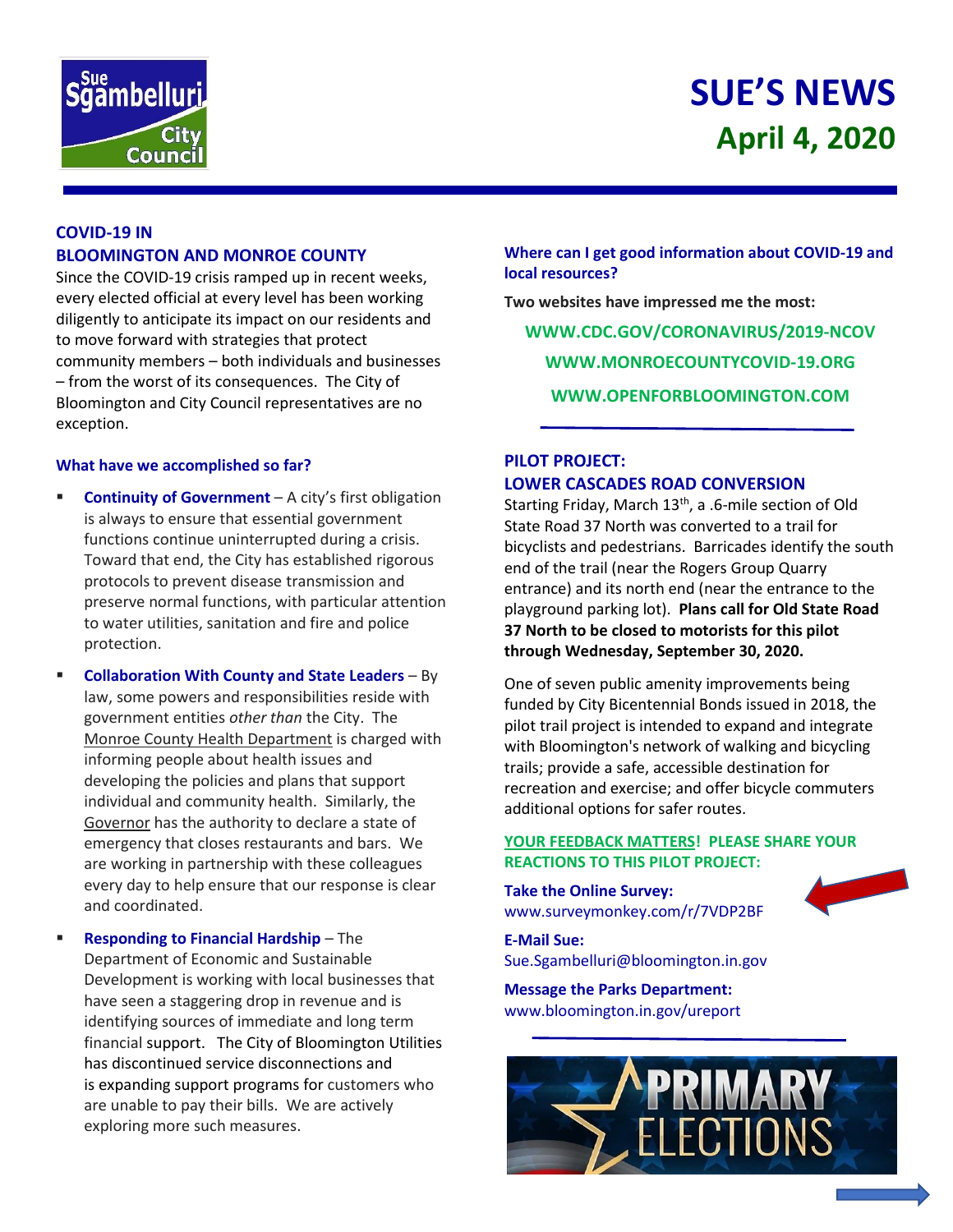# SUE'S NEWS

## April 4, 2020

## COVID-19 IN BLOOMINGTON AND MONROE COUNTY

Since the COVID-19 crisis ramped up in recent weeks, every elected official at every level has been working diligently to anticipate its impact on our residents and to move forward with strategies that protect community members – both individuals and businesses – from the worst of its consequences. The City of Bloomington and City Council representatives are no exception.

### What have we accomplished so far?

- **Continuity of Government** – A city's first obligation is always to ensure that essential government functions continue uninterrupted during a crisis. Toward that end, the City has established rigorous protocols to prevent disease transmission and preserve normal functions, with particular attention to water utilities, sanitation and fire and police protection.
- **Collaboration With County and State Leaders** – By law, some powers and responsibilities reside with government entities *other than* the City. The Monroe County Health Department is charged with informing people about health issues and developing the policies and plans that support individual and community health. Similarly, the Governor has the authority to declare a state of emergency that closes restaurants and bars. We are working in partnership with these colleagues every day to help ensure that our response is clear and coordinated.
- **Responding to Financial Hardship** – The Department of Economic and Sustainable Development is working with local businesses that have seen a staggering drop in revenue and is identifying sources of immediate and long term financial support. The City of Bloomington Utilities has discontinued service disconnections and is expanding support programs for customers who are unable to pay their bills. We are actively exploring more such measures.

### Where can I get good information about COVID-19 and local resources?

**Two websites have impressed me the most:**

WWW.CDC.GOV/CORONAVIRUS/2019-NCOV

WWW.MONROECOUNTYCOVID-19.ORG

WWW.OPENFORBLOOMINGTON.COM

## PILOT PROJECT: LOWER CASCADES ROAD CONVERSION

Starting Friday, March 13th, a .6-mile section of Old State Road 37 North was converted to a trail for bicyclists and pedestrians. Barricades identify the south end of the trail (near the Rogers Group Quarry entrance) and its north end (near the entrance to the playground parking lot). **Plans call for Old State Road 37 North to be closed to motorists for this pilot through Wednesday, September 30, 2020.**

One of seven public amenity improvements being funded by City Bicentennial Bonds issued in 2018, the pilot trail project is intended to expand and integrate with Bloomington's network of walking and bicycling trails; provide a safe, accessible destination for recreation and exercise; and offer bicycle commuters additional options for safer routes.

**YOUR FEEDBACK MATTERS! PLEASE SHARE YOUR REACTIONS TO THIS PILOT PROJECT:**

**Take the Online Survey:**
www.surveymonkey.com/r/7VDP2BF

**E-Mail Sue:**
Sue.Sgambelluri@bloomington.in.gov

**Message the Parks Department:**
www.bloomington.in.gov/ureport

PRIMARY ELECTIONS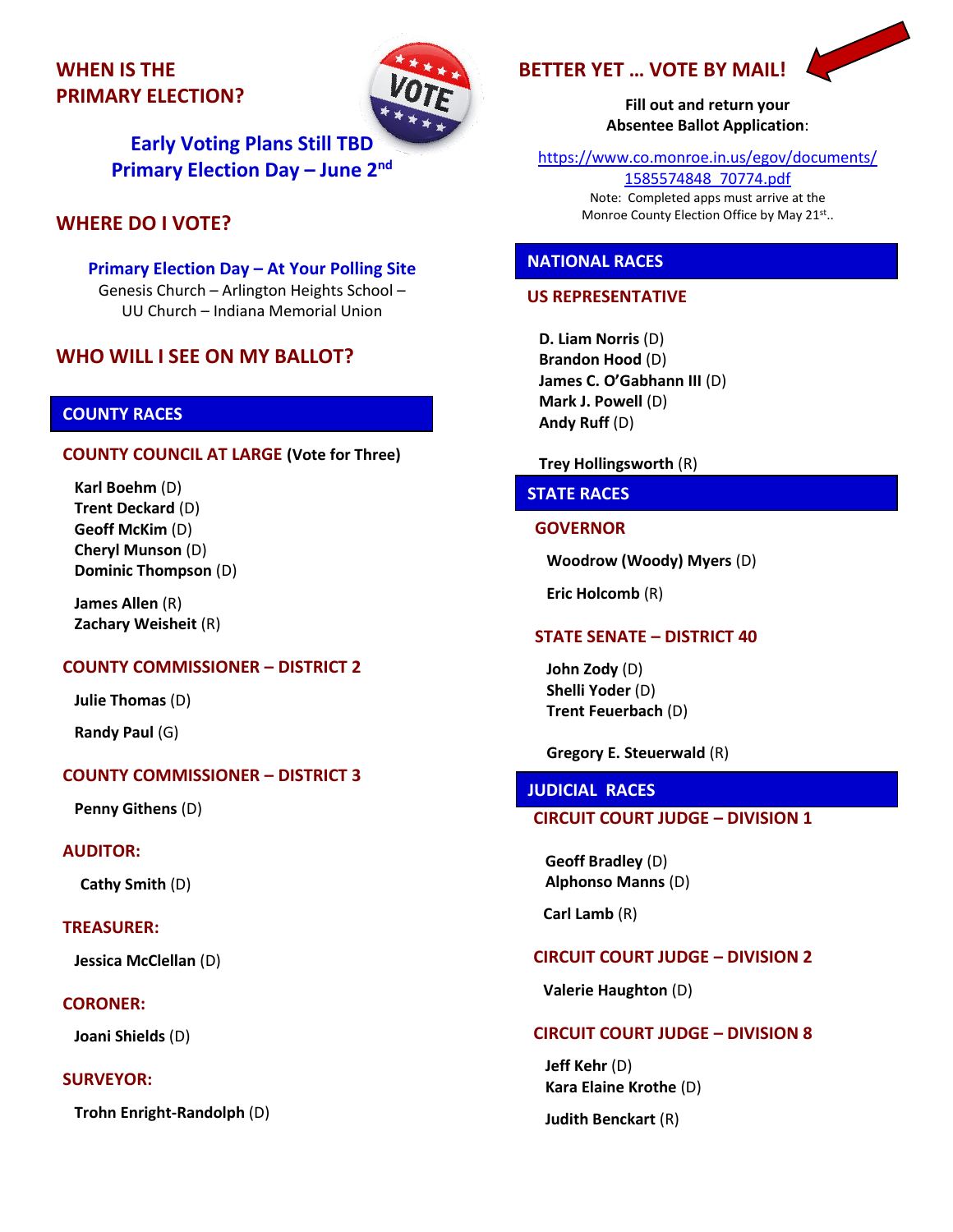## WHEN IS THE PRIMARY ELECTION?

**Early Voting Plans Still TBD**
**Primary Election Day – June 2nd**

## WHERE DO I VOTE?

**Primary Election Day – At Your Polling Site**
Genesis Church – Arlington Heights School – UU Church – Indiana Memorial Union

## WHO WILL I SEE ON MY BALLOT?

### COUNTY RACES

#### COUNTY COUNCIL AT LARGE (Vote for Three)

**Karl Boehm** (D)
**Trent Deckard** (D)
**Geoff McKim** (D)
**Cheryl Munson** (D)
**Dominic Thompson** (D)

**James Allen** (R)
**Zachary Weisheit** (R)

#### COUNTY COMMISSIONER – DISTRICT 2

**Julie Thomas** (D)

**Randy Paul** (G)

#### COUNTY COMMISSIONER – DISTRICT 3

**Penny Githens** (D)

#### AUDITOR:

**Cathy Smith** (D)

#### TREASURER:

**Jessica McClellan** (D)

#### CORONER:

**Joani Shields** (D)

#### SURVEYOR:

**Trohn Enright-Randolph** (D)

## BETTER YET … VOTE BY MAIL!

**Fill out and return your Absentee Ballot Application**:

https://www.co.monroe.in.us/egov/documents/1585574848_70774.pdf

Note: Completed apps must arrive at the Monroe County Election Office by May 21st..

### NATIONAL RACES

#### US REPRESENTATIVE

**D. Liam Norris** (D)
**Brandon Hood** (D)
**James C. O'Gabhann III** (D)
**Mark J. Powell** (D)
**Andy Ruff** (D)

**Trey Hollingsworth** (R)

### STATE RACES

#### GOVERNOR

**Woodrow (Woody) Myers** (D)

**Eric Holcomb** (R)

#### STATE SENATE – DISTRICT 40

**John Zody** (D)
**Shelli Yoder** (D)
**Trent Feuerbach** (D)

**Gregory E. Steuerwald** (R)

### JUDICIAL RACES

#### CIRCUIT COURT JUDGE – DIVISION 1

**Geoff Bradley** (D)
**Alphonso Manns** (D)

**Carl Lamb** (R)

#### CIRCUIT COURT JUDGE – DIVISION 2

**Valerie Haughton** (D)

#### CIRCUIT COURT JUDGE – DIVISION 8

**Jeff Kehr** (D)
**Kara Elaine Krothe** (D)

**Judith Benckart** (R)